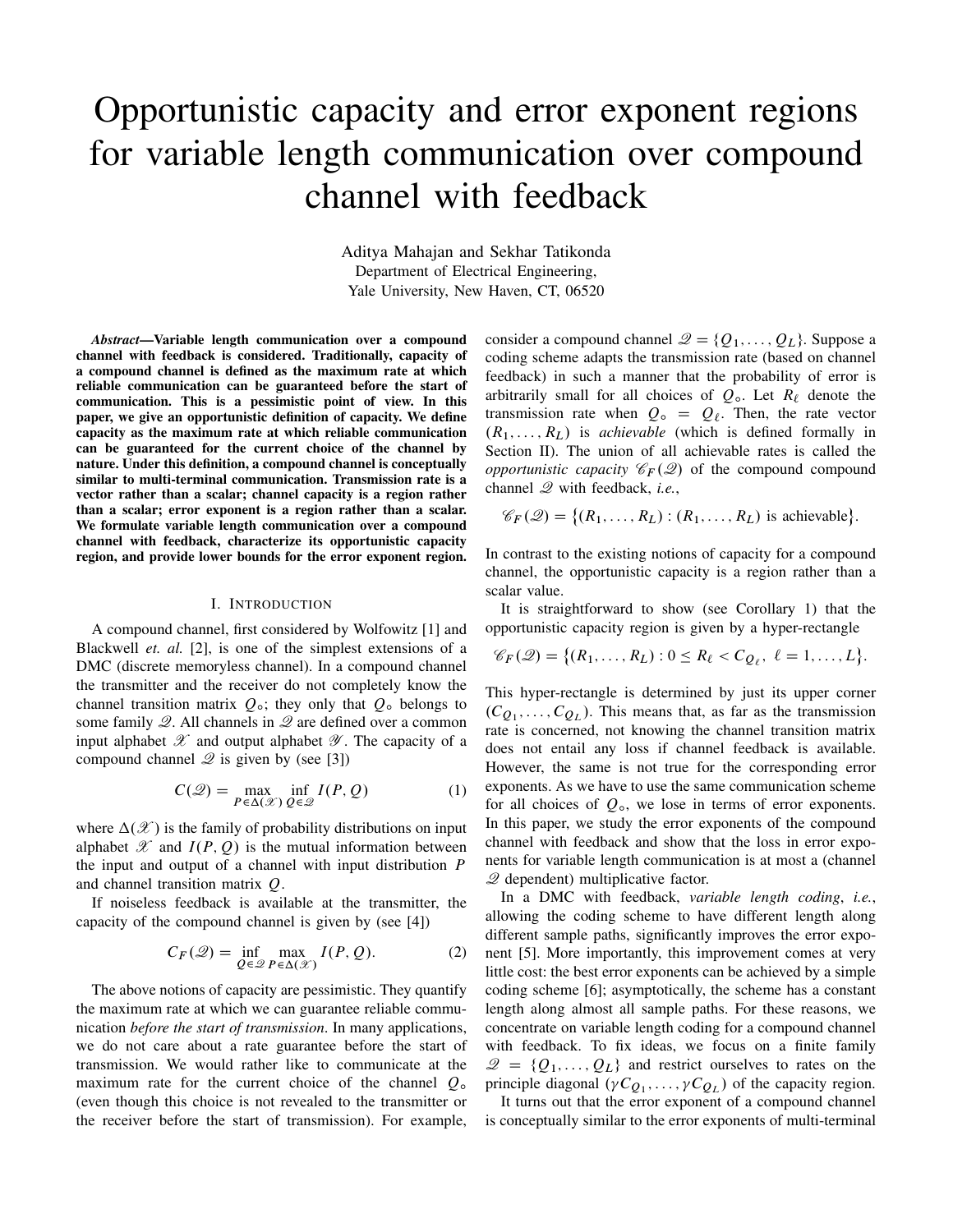# Opportunistic capacity and error exponent regions for variable length communication over compound channel with feedback

Aditya Mahajan and Sekhar Tatikonda
Department of Electrical Engineering,
Yale University, New Haven, CT, 06520

***Abstract*—Variable length communication over a compound channel with feedback is considered. Traditionally, capacity of a compound channel is defined as the maximum rate at which reliable communication can be guaranteed before the start of communication. This is a pessimistic point of view. In this paper, we give an opportunistic definition of capacity. We define capacity as the maximum rate at which reliable communication can be guaranteed for the current choice of the channel by nature. Under this definition, a compound channel is conceptually similar to multi-terminal communication. Transmission rate is a vector rather than a scalar; channel capacity is a region rather than a scalar; error exponent is a region rather than a scalar. We formulate variable length communication over a compound channel with feedback, characterize its opportunistic capacity region, and provide lower bounds for the error exponent region.**

## I. Introduction

A compound channel, first considered by Wolfowitz [1] and Blackwell *et. al.* [2], is one of the simplest extensions of a DMC (discrete memoryless channel). In a compound channel the transmitter and the receiver do not completely know the channel transition matrix $Q_\circ$; they only that $Q_\circ$ belongs to some family $\mathscr{Q}$. All channels in $\mathscr{Q}$ are defined over a common input alphabet $\mathscr{X}$ and output alphabet $\mathscr{Y}$. The capacity of a compound channel $\mathscr{Q}$ is given by (see [3])

$$C(\mathscr{Q}) = \max_{P \in \Delta(\mathscr{X})} \inf_{Q \in \mathscr{Q}} I(P, Q) \tag{1}$$

where $\Delta(\mathscr{X})$ is the family of probability distributions on input alphabet $\mathscr{X}$ and $I(P, Q)$ is the mutual information between the input and output of a channel with input distribution $P$ and channel transition matrix $Q$.

If noiseless feedback is available at the transmitter, the capacity of the compound channel is given by (see [4])

$$C_F(\mathscr{Q}) = \inf_{Q \in \mathscr{Q}} \max_{P \in \Delta(\mathscr{X})} I(P, Q). \tag{2}$$

The above notions of capacity are pessimistic. They quantify the maximum rate at which we can guarantee reliable communication *before the start of transmission*. In many applications, we do not care about a rate guarantee before the start of transmission. We would rather like to communicate at the maximum rate for the current choice of the channel $Q_\circ$ (even though this choice is not revealed to the transmitter or the receiver before the start of transmission). For example, consider a compound channel $\mathscr{Q} = \{Q_1, \dots, Q_L\}$. Suppose a coding scheme adapts the transmission rate (based on channel feedback) in such a manner that the probability of error is arbitrarily small for all choices of $Q_\circ$. Let $R_\ell$ denote the transmission rate when $Q_\circ = Q_\ell$. Then, the rate vector $(R_1, \dots, R_L)$ is *achievable* (which is defined formally in Section II). The union of all achievable rates is called the *opportunistic capacity* $\mathscr{C}_F(\mathscr{Q})$ of the compound compound channel $\mathscr{Q}$ with feedback, *i.e.*,

$$\mathscr{C}_F(\mathscr{Q}) = \big\{(R_1, \dots, R_L) : (R_1, \dots, R_L) \text{ is achievable}\big\}.$$

In contrast to the existing notions of capacity for a compound channel, the opportunistic capacity is a region rather than a scalar value.

It is straightforward to show (see Corollary 1) that the opportunistic capacity region is given by a hyper-rectangle

$$\mathscr{C}_F(\mathscr{Q}) = \big\{(R_1, \dots, R_L) : 0 \le R_\ell < C_{Q_\ell},\ \ell = 1, \dots, L\big\}.$$

This hyper-rectangle is determined by just its upper corner $(C_{Q_1}, \dots, C_{Q_L})$. This means that, as far as the transmission rate is concerned, not knowing the channel transition matrix does not entail any loss if channel feedback is available. However, the same is not true for the corresponding error exponents. As we have to use the same communication scheme for all choices of $Q_\circ$, we lose in terms of error exponents. In this paper, we study the error exponents of the compound channel with feedback and show that the loss in error exponents for variable length communication is at most a (channel $\mathscr{Q}$ dependent) multiplicative factor.

In a DMC with feedback, *variable length coding*, *i.e.*, allowing the coding scheme to have different length along different sample paths, significantly improves the error exponent [5]. More importantly, this improvement comes at very little cost: the best error exponents can be achieved by a simple coding scheme [6]; asymptotically, the scheme has a constant length along almost all sample paths. For these reasons, we concentrate on variable length coding for a compound channel with feedback. To fix ideas, we focus on a finite family $\mathscr{Q} = \{Q_1, \dots, Q_L\}$ and restrict ourselves to rates on the principle diagonal $(\gamma C_{Q_1}, \dots, \gamma C_{Q_L})$ of the capacity region.

It turns out that the error exponent of a compound channel is conceptually similar to the error exponents of multi-terminal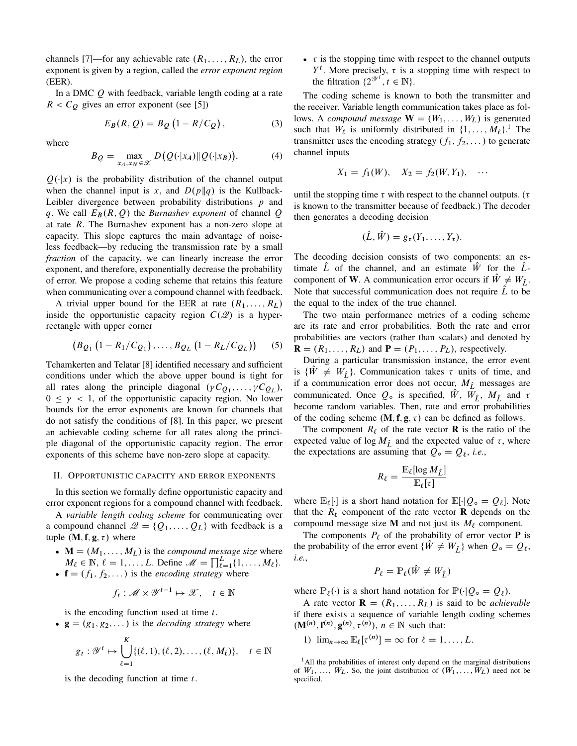channels [7]—for any achievable rate $(R_1, \dots, R_L)$, the error exponent is given by a region, called the *error exponent region* (EER).

In a DMC $Q$ with feedback, variable length coding at a rate $R < C_Q$ gives an error exponent (see [5])

$$E_B(R, Q) = B_Q \left(1 - R/C_Q\right), \tag{3}$$

where

$$B_Q = \max_{x_A, x_N \in \mathscr{X}} D\big(Q(\cdot|x_A) \| Q(\cdot|x_B)\big), \tag{4}$$

$Q(\cdot|x)$ is the probability distribution of the channel output when the channel input is $x$, and $D(p\|q)$ is the Kullback-Leibler divergence between probability distributions $p$ and $q$. We call $E_B(R, Q)$ the *Burnashev exponent* of channel $Q$ at rate $R$. The Burnashev exponent has a non-zero slope at capacity. This slope captures the main advantage of noiseless feedback—by reducing the transmission rate by a small *fraction* of the capacity, we can linearly increase the error exponent, and therefore, exponentially decrease the probability of error. We propose a coding scheme that retains this feature when communicating over a compound channel with feedback.

A trivial upper bound for the EER at rate $(R_1, \dots, R_L)$ inside the opportunistic capacity region $C(\mathscr{Q})$ is a hyper-rectangle with upper corner

$$\left(B_{Q_1}\left(1 - R_1/C_{Q_1}\right), \dots, B_{Q_L}\left(1 - R_L/C_{Q_L}\right)\right) \tag{5}$$

Tchamkerten and Telatar [8] identified necessary and sufficient conditions under which the above upper bound is tight for all rates along the principle diagonal $(\gamma C_{Q_1}, \dots, \gamma C_{Q_L})$, $0 \le \gamma < 1$, of the opportunistic capacity region. No lower bounds for the error exponents are known for channels that do not satisfy the conditions of [8]. In this paper, we present an achievable coding scheme for all rates along the principle diagonal of the opportunistic capacity region. The error exponents of this scheme have non-zero slope at capacity.

## II. Opportunistic capacity and error exponents

In this section we formally define opportunistic capacity and error exponent regions for a compound channel with feedback.

A *variable length coding scheme* for communicating over a compound channel $\mathscr{Q} = \{Q_1, \dots, Q_L\}$ with feedback is a tuple $(\mathbf{M}, \mathbf{f}, \mathbf{g}, \tau)$ where

- $\mathbf{M} = (M_1, \dots, M_L)$ is the *compound message size* where $M_\ell \in \mathbb{N}$, $\ell = 1, \dots, L$. Define $\mathscr{M} = \prod_{\ell=1}^{L}\{1, \dots, M_\ell\}$.
- $\mathbf{f} = (f_1, f_2, \dots)$ is the *encoding strategy* where

$$f_t : \mathscr{M} \times \mathscr{Y}^{t-1} \mapsto \mathscr{X}, \quad t \in \mathbb{N}$$

  is the encoding function used at time $t$.
- $\mathbf{g} = (g_1, g_2, \dots)$ is the *decoding strategy* where

$$g_t : \mathscr{Y}^t \mapsto \bigcup_{\ell=1}^{K} \{(\ell, 1), (\ell, 2), \dots, (\ell, M_\ell)\}, \quad t \in \mathbb{N}$$

  is the decoding function at time $t$.
- $\tau$ is the stopping time with respect to the channel outputs $Y^t$. More precisely, $\tau$ is a stopping time with respect to the filtration $\{2^{\mathscr{Y}^t}, t \in \mathbb{N}\}$.

The coding scheme is known to both the transmitter and the receiver. Variable length communication takes place as follows. A *compound message* $\mathbf{W} = (W_1, \dots, W_L)$ is generated such that $W_\ell$ is uniformly distributed in $\{1, \dots, M_\ell\}$.[1] The transmitter uses the encoding strategy $(f_1, f_2, \dots)$ to generate channel inputs

$$X_1 = f_1(W), \quad X_2 = f_2(W, Y_1), \quad \cdots$$

until the stopping time $\tau$ with respect to the channel outputs. ($\tau$ is known to the transmitter because of feedback.) The decoder then generates a decoding decision

$$(\hat{L}, \hat{W}) = g_\tau(Y_1, \dots, Y_\tau).$$

The decoding decision consists of two components: an estimate $\hat{L}$ of the channel, and an estimate $\hat{W}$ for the $\hat{L}$-component of $\mathbf{W}$. A communication error occurs if $\hat{W} \neq W_{\hat{L}}$. Note that successful communication does not require $\hat{L}$ to be the equal to the index of the true channel.

The two main performance metrics of a coding scheme are its rate and error probabilities. Both the rate and error probabilities are vectors (rather than scalars) and denoted by $\mathbf{R} = (R_1, \dots, R_L)$ and $\mathbf{P} = (P_1, \dots, P_L)$, respectively.

During a particular transmission instance, the error event is $\{\hat{W} \neq W_{\hat{L}}\}$. Communication takes $\tau$ units of time, and if a communication error does not occur, $M_{\hat{L}}$ messages are communicated. Once $Q_\circ$ is specified, $\hat{W}$, $W_{\hat{L}}$, $M_{\hat{L}}$ and $\tau$ become random variables. Then, rate and error probabilities of the coding scheme $(\mathbf{M}, \mathbf{f}, \mathbf{g}, \tau)$ can be defined as follows.

The component $R_\ell$ of the rate vector $\mathbf{R}$ is the ratio of the expected value of $\log M_{\hat{L}}$ and the expected value of $\tau$, where the expectations are assuming that $Q_\circ = Q_\ell$, *i.e.*,

$$R_\ell = \frac{\mathbb{E}_\ell[\log M_{\hat{L}}]}{\mathbb{E}_\ell[\tau]}$$

where $\mathbb{E}_\ell[\cdot]$ is a short hand notation for $\mathbb{E}[\cdot | Q_\circ = Q_\ell]$. Note that the $R_\ell$ component of the rate vector $\mathbf{R}$ depends on the compound message size $\mathbf{M}$ and not just its $M_\ell$ component.

The components $P_\ell$ of the probability of error vector $\mathbf{P}$ is the probability of the error event $\{\hat{W} \neq W_{\hat{L}}\}$ when $Q_\circ = Q_\ell$, *i.e.*,

$$P_\ell = \mathbb{P}_\ell(\hat{W} \neq W_{\hat{L}})$$

where $\mathbb{P}_\ell(\cdot)$ is a short hand notation for $\mathbb{P}(\cdot | Q_\circ = Q_\ell)$.

A rate vector $\mathbf{R} = (R_1, \dots, R_L)$ is said to be *achievable* if there exists a sequence of variable length coding schemes $(\mathbf{M}^{(n)}, \mathbf{f}^{(n)}, \mathbf{g}^{(n)}, \tau^{(n)})$, $n \in \mathbb{N}$ such that:

1) $\lim_{n\to\infty} \mathbb{E}_\ell[\tau^{(n)}] = \infty$ for $\ell = 1, \dots, L$.

[1] All the probabilities of interest only depend on the marginal distributions of $W_1$, ..., $W_L$. So, the joint distribution of $(W_1, \dots, W_L)$ need not be specified.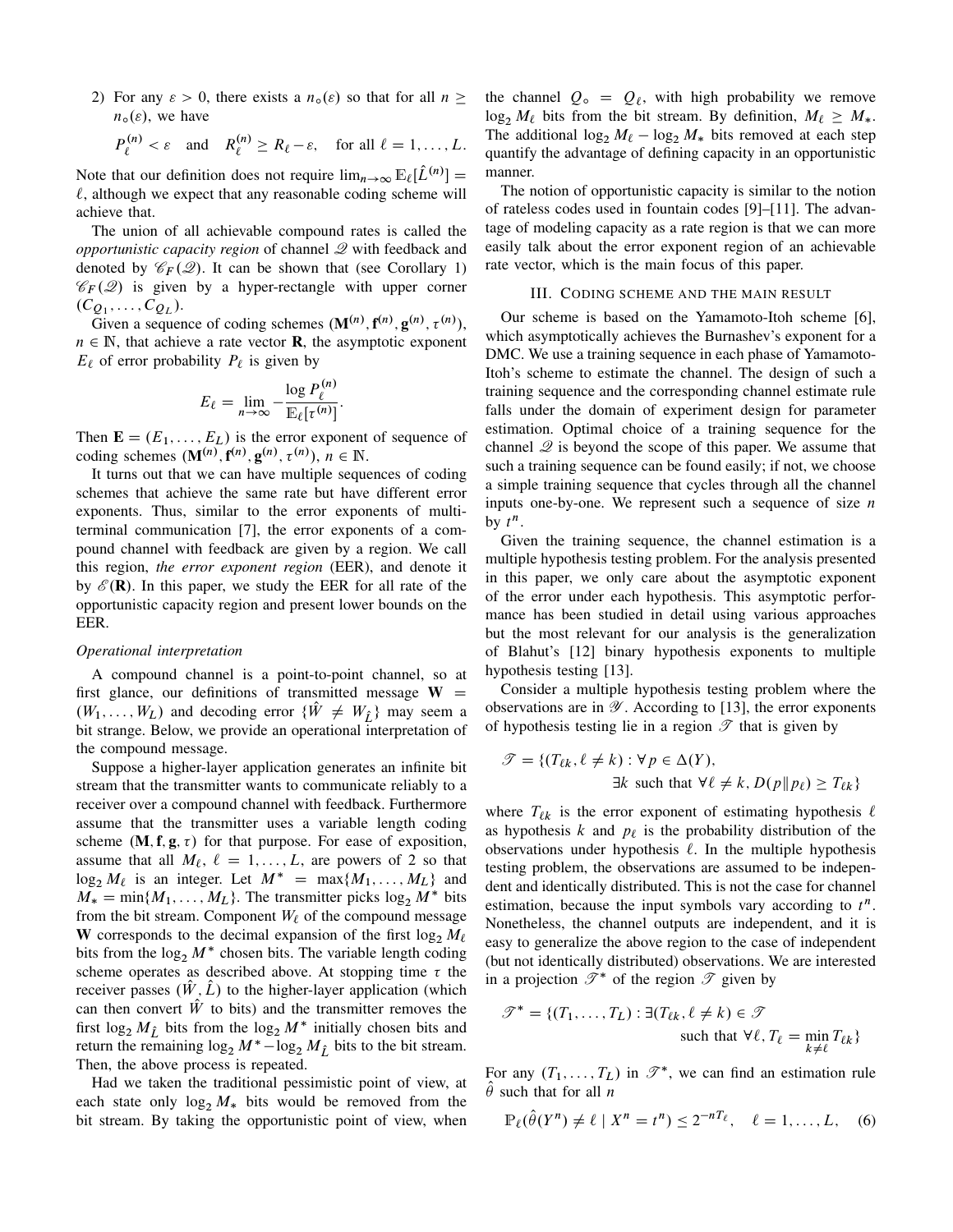2) For any $\varepsilon > 0$, there exists a $n_\circ(\varepsilon)$ so that for all $n \geq n_\circ(\varepsilon)$, we have

$$P_\ell^{(n)} < \varepsilon \quad \text{and} \quad R_\ell^{(n)} \geq R_\ell - \varepsilon, \quad \text{for all } \ell = 1, \ldots, L.$$

Note that our definition does not require $\lim_{n\to\infty} \mathbb{E}_\ell[\hat{L}^{(n)}] = \ell$, although we expect that any reasonable coding scheme will achieve that.

The union of all achievable compound rates is called the *opportunistic capacity region* of channel $\mathscr{Q}$ with feedback and denoted by $\mathscr{C}_F(\mathscr{Q})$. It can be shown that (see Corollary 1) $\mathscr{C}_F(\mathscr{Q})$ is given by a hyper-rectangle with upper corner $(C_{Q_1}, \ldots, C_{Q_L})$.

Given a sequence of coding schemes $(\mathbf{M}^{(n)}, \mathbf{f}^{(n)}, \mathbf{g}^{(n)}, \tau^{(n)})$, $n \in \mathbb{N}$, that achieve a rate vector $\mathbf{R}$, the asymptotic exponent $E_\ell$ of error probability $P_\ell$ is given by

$$E_\ell = \lim_{n\to\infty} -\frac{\log P_\ell^{(n)}}{\mathbb{E}_\ell[\tau^{(n)}]}.$$

Then $\mathbf{E} = (E_1, \ldots, E_L)$ is the error exponent of sequence of coding schemes $(\mathbf{M}^{(n)}, \mathbf{f}^{(n)}, \mathbf{g}^{(n)}, \tau^{(n)})$, $n \in \mathbb{N}$.

It turns out that we can have multiple sequences of coding schemes that achieve the same rate but have different error exponents. Thus, similar to the error exponents of multi-terminal communication [7], the error exponents of a compound channel with feedback are given by a region. We call this region, *the error exponent region* (EER), and denote it by $\mathscr{E}(\mathbf{R})$. In this paper, we study the EER for all rate of the opportunistic capacity region and present lower bounds on the EER.

*Operational interpretation*

A compound channel is a point-to-point channel, so at first glance, our definitions of transmitted message $\mathbf{W} = (W_1, \ldots, W_L)$ and decoding error $\{\hat{W} \neq W_{\hat{L}}\}$ may seem a bit strange. Below, we provide an operational interpretation of the compound message.

Suppose a higher-layer application generates an infinite bit stream that the transmitter wants to communicate reliably to a receiver over a compound channel with feedback. Furthermore assume that the transmitter uses a variable length coding scheme $(\mathbf{M}, \mathbf{f}, \mathbf{g}, \tau)$ for that purpose. For ease of exposition, assume that all $M_\ell$, $\ell = 1, \ldots, L$, are powers of 2 so that $\log_2 M_\ell$ is an integer. Let $M^* = \max\{M_1, \ldots, M_L\}$ and $M_* = \min\{M_1, \ldots, M_L\}$. The transmitter picks $\log_2 M^*$ bits from the bit stream. Component $W_\ell$ of the compound message $\mathbf{W}$ corresponds to the decimal expansion of the first $\log_2 M_\ell$ bits from the $\log_2 M^*$ chosen bits. The variable length coding scheme operates as described above. At stopping time $\tau$ the receiver passes $(\hat{W}, \hat{L})$ to the higher-layer application (which can then convert $\hat{W}$ to bits) and the transmitter removes the first $\log_2 M_{\hat{L}}$ bits from the $\log_2 M^*$ initially chosen bits and return the remaining $\log_2 M^* - \log_2 M_{\hat{L}}$ bits to the bit stream. Then, the above process is repeated.

Had we taken the traditional pessimistic point of view, at each state only $\log_2 M_*$ bits would be removed from the bit stream. By taking the opportunistic point of view, when the channel $Q_\circ = Q_\ell$, with high probability we remove $\log_2 M_\ell$ bits from the bit stream. By definition, $M_\ell \geq M_*$. The additional $\log_2 M_\ell - \log_2 M_*$ bits removed at each step quantify the advantage of defining capacity in an opportunistic manner.

The notion of opportunistic capacity is similar to the notion of rateless codes used in fountain codes [9]–[11]. The advantage of modeling capacity as a rate region is that we can more easily talk about the error exponent region of an achievable rate vector, which is the main focus of this paper.

## III. Coding scheme and the main result

Our scheme is based on the Yamamoto-Itoh scheme [6], which asymptotically achieves the Burnashev's exponent for a DMC. We use a training sequence in each phase of Yamamoto-Itoh's scheme to estimate the channel. The design of such a training sequence and the corresponding channel estimate rule falls under the domain of experiment design for parameter estimation. Optimal choice of a training sequence for the channel $\mathscr{Q}$ is beyond the scope of this paper. We assume that such a training sequence can be found easily; if not, we choose a simple training sequence that cycles through all the channel inputs one-by-one. We represent such a sequence of size $n$ by $t^n$.

Given the training sequence, the channel estimation is a multiple hypothesis testing problem. For the analysis presented in this paper, we only care about the asymptotic exponent of the error under each hypothesis. This asymptotic performance has been studied in detail using various approaches but the most relevant for our analysis is the generalization of Blahut's [12] binary hypothesis exponents to multiple hypothesis testing [13].

Consider a multiple hypothesis testing problem where the observations are in $\mathscr{Y}$. According to [13], the error exponents of hypothesis testing lie in a region $\mathscr{T}$ that is given by

$$\mathscr{T} = \{(T_{\ell k}, \ell \neq k) : \forall p \in \Delta(Y), \\ \exists k \text{ such that } \forall \ell \neq k, D(p \| p_\ell) \geq T_{\ell k}\}$$

where $T_{\ell k}$ is the error exponent of estimating hypothesis $\ell$ as hypothesis $k$ and $p_\ell$ is the probability distribution of the observations under hypothesis $\ell$. In the multiple hypothesis testing problem, the observations are assumed to be independent and identically distributed. This is not the case for channel estimation, because the input symbols vary according to $t^n$. Nonetheless, the channel outputs are independent, and it is easy to generalize the above region to the case of independent (but not identically distributed) observations. We are interested in a projection $\mathscr{T}^*$ of the region $\mathscr{T}$ given by

$$\mathscr{T}^* = \{(T_1, \ldots, T_L) : \exists (T_{\ell k}, \ell \neq k) \in \mathscr{T} \\ \text{such that } \forall \ell, T_\ell = \min_{k \neq \ell} T_{\ell k}\}$$

For any $(T_1, \ldots, T_L)$ in $\mathscr{T}^*$, we can find an estimation rule $\hat{\theta}$ such that for all $n$

$$\mathbb{P}_\ell(\hat{\theta}(Y^n) \neq \ell \mid X^n = t^n) \leq 2^{-nT_\ell}, \quad \ell = 1, \ldots, L, \quad (6)$$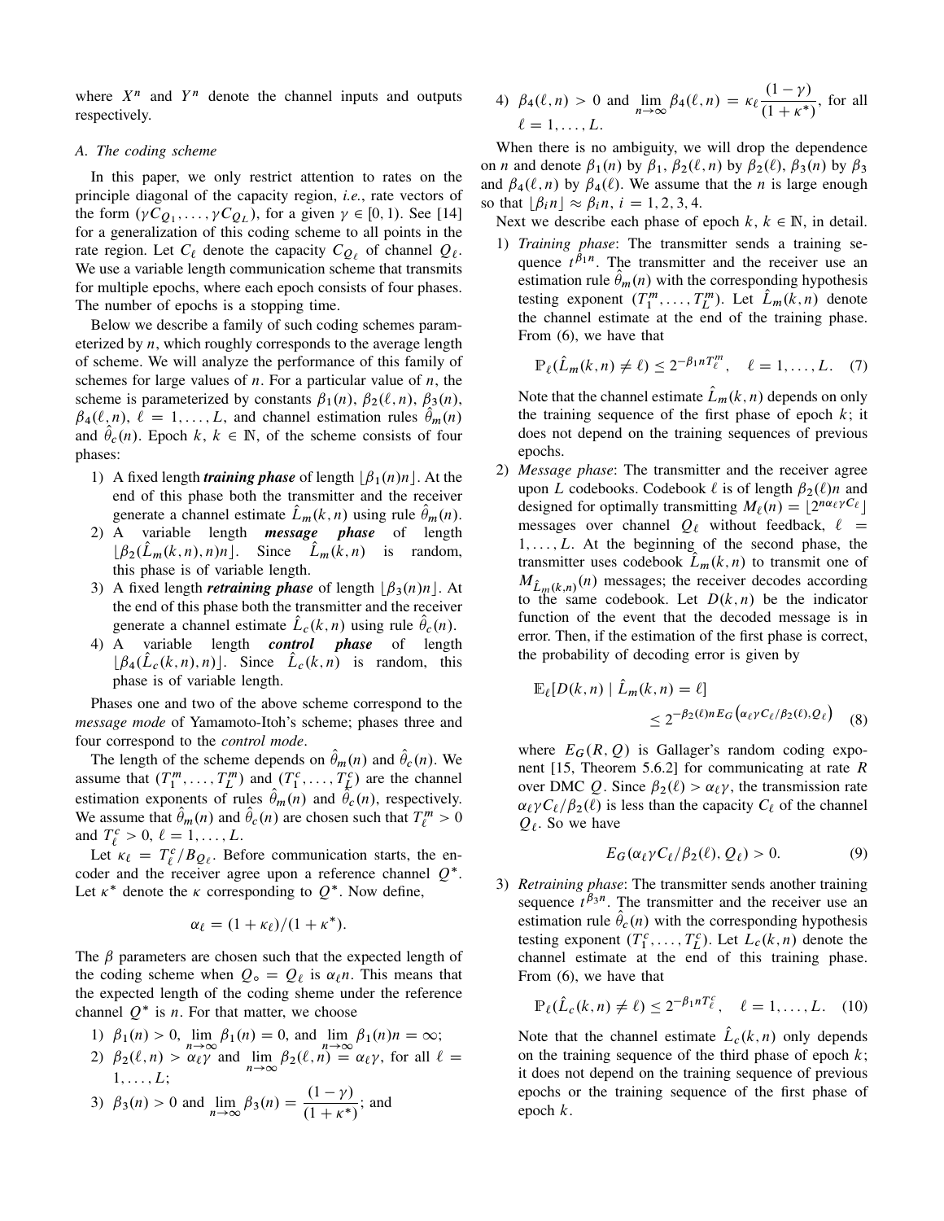where $X^n$ and $Y^n$ denote the channel inputs and outputs respectively.

### A. The coding scheme

In this paper, we only restrict attention to rates on the principle diagonal of the capacity region, *i.e.*, rate vectors of the form $(\gamma C_{Q_1}, \dots, \gamma C_{Q_L})$, for a given $\gamma \in [0, 1)$. See [14] for a generalization of this coding scheme to all points in the rate region. Let $C_\ell$ denote the capacity $C_{Q_\ell}$ of channel $Q_\ell$. We use a variable length communication scheme that transmits for multiple epochs, where each epoch consists of four phases. The number of epochs is a stopping time.

Below we describe a family of such coding schemes parameterized by $n$, which roughly corresponds to the average length of scheme. We will analyze the performance of this family of schemes for large values of $n$. For a particular value of $n$, the scheme is parameterized by constants $\beta_1(n)$, $\beta_2(\ell, n)$, $\beta_3(n)$, $\beta_4(\ell, n)$, $\ell = 1, \dots, L$, and channel estimation rules $\hat{\theta}_m(n)$ and $\hat{\theta}_c(n)$. Epoch $k$, $k \in \mathbb{N}$, of the scheme consists of four phases:

1) A fixed length ***training phase*** of length $\lfloor \beta_1(n) n \rfloor$. At the end of this phase both the transmitter and the receiver generate a channel estimate $\hat{L}_m(k, n)$ using rule $\hat{\theta}_m(n)$.
2) A variable length ***message phase*** of length $\lfloor \beta_2(\hat{L}_m(k, n), n) n \rfloor$. Since $\hat{L}_m(k, n)$ is random, this phase is of variable length.
3) A fixed length ***retraining phase*** of length $\lfloor \beta_3(n) n \rfloor$. At the end of this phase both the transmitter and the receiver generate a channel estimate $\hat{L}_c(k, n)$ using rule $\hat{\theta}_c(n)$.
4) A variable length ***control phase*** of length $\lfloor \beta_4(\hat{L}_c(k, n), n) \rfloor$. Since $\hat{L}_c(k, n)$ is random, this phase is of variable length.

Phases one and two of the above scheme correspond to the *message mode* of Yamamoto-Itoh's scheme; phases three and four correspond to the *control mode*.

The length of the scheme depends on $\hat{\theta}_m(n)$ and $\hat{\theta}_c(n)$. We assume that $(T_1^m, \dots, T_L^m)$ and $(T_1^c, \dots, T_L^c)$ are the channel estimation exponents of rules $\hat{\theta}_m(n)$ and $\hat{\theta}_c(n)$, respectively. We assume that $\hat{\theta}_m(n)$ and $\hat{\theta}_c(n)$ are chosen such that $T_\ell^m > 0$ and $T_\ell^c > 0$, $\ell = 1, \dots, L$.

Let $\kappa_\ell = T_\ell^c / B_{Q_\ell}$. Before communication starts, the encoder and the receiver agree upon a reference channel $Q^*$. Let $\kappa^*$ denote the $\kappa$ corresponding to $Q^*$. Now define,

$$\alpha_\ell = (1 + \kappa_\ell)/(1 + \kappa^*).$$

The $\beta$ parameters are chosen such that the expected length of the coding scheme when $Q_\circ = Q_\ell$ is $\alpha_\ell n$. This means that the expected length of the coding sheme under the reference channel $Q^*$ is $n$. For that matter, we choose

1) $\beta_1(n) > 0$, $\lim_{n\to\infty} \beta_1(n) = 0$, and $\lim_{n\to\infty} \beta_1(n) n = \infty$;
2) $\beta_2(\ell, n) > \alpha_\ell \gamma$ and $\lim_{n\to\infty} \beta_2(\ell, n) = \alpha_\ell \gamma$, for all $\ell = 1, \dots, L$;
3) $\beta_3(n) > 0$ and $\lim_{n\to\infty} \beta_3(n) = \dfrac{(1-\gamma)}{(1+\kappa^*)}$; and
4) $\beta_4(\ell, n) > 0$ and $\lim_{n\to\infty} \beta_4(\ell, n) = \kappa_\ell \dfrac{(1-\gamma)}{(1+\kappa^*)}$, for all $\ell = 1, \dots, L$.

When there is no ambiguity, we will drop the dependence on $n$ and denote $\beta_1(n)$ by $\beta_1$, $\beta_2(\ell, n)$ by $\beta_2(\ell)$, $\beta_3(n)$ by $\beta_3$ and $\beta_4(\ell, n)$ by $\beta_4(\ell)$. We assume that the $n$ is large enough so that $\lfloor \beta_i n \rfloor \approx \beta_i n$, $i = 1, 2, 3, 4$.

Next we describe each phase of epoch $k$, $k \in \mathbb{N}$, in detail.

1) *Training phase*: The transmitter sends a training sequence $t^{\beta_1 n}$. The transmitter and the receiver use an estimation rule $\hat{\theta}_m(n)$ with the corresponding hypothesis testing exponent $(T_1^m, \dots, T_L^m)$. Let $\hat{L}_m(k, n)$ denote the channel estimate at the end of the training phase. From (6), we have that

$$\mathbb{P}_\ell(\hat{L}_m(k, n) \neq \ell) \leq 2^{-\beta_1 n T_\ell^m}, \quad \ell = 1, \dots, L. \quad (7)$$

Note that the channel estimate $\hat{L}_m(k, n)$ depends on only the training sequence of the first phase of epoch $k$; it does not depend on the training sequences of previous epochs.

2) *Message phase*: The transmitter and the receiver agree upon $L$ codebooks. Codebook $\ell$ is of length $\beta_2(\ell) n$ and designed for optimally transmitting $M_\ell(n) = \lfloor 2^{n \alpha_\ell \gamma C_\ell} \rfloor$ messages over channel $Q_\ell$ without feedback, $\ell = 1, \dots, L$. At the beginning of the second phase, the transmitter uses codebook $\hat{L}_m(k, n)$ to transmit one of $M_{\hat{L}_m(k,n)}(n)$ messages; the receiver decodes according to the same codebook. Let $D(k, n)$ be the indicator function of the event that the decoded message is in error. Then, if the estimation of the first phase is correct, the probability of decoding error is given by

$$\mathbb{E}_\ell[D(k, n) \mid \hat{L}_m(k, n) = \ell] \leq 2^{-\beta_2(\ell) n E_G\left(\alpha_\ell \gamma C_\ell / \beta_2(\ell), Q_\ell\right)} \quad (8)$$

where $E_G(R, Q)$ is Gallager's random coding exponent [15, Theorem 5.6.2] for communicating at rate $R$ over DMC $Q$. Since $\beta_2(\ell) > \alpha_\ell \gamma$, the transmission rate $\alpha_\ell \gamma C_\ell / \beta_2(\ell)$ is less than the capacity $C_\ell$ of the channel $Q_\ell$. So we have

$$E_G(\alpha_\ell \gamma C_\ell / \beta_2(\ell), Q_\ell) > 0. \quad (9)$$

3) *Retraining phase*: The transmitter sends another training sequence $t^{\beta_3 n}$. The transmitter and the receiver use an estimation rule $\hat{\theta}_c(n)$ with the corresponding hypothesis testing exponent $(T_1^c, \dots, T_L^c)$. Let $\hat{L}_c(k, n)$ denote the channel estimate at the end of this training phase. From (6), we have that

$$\mathbb{P}_\ell(\hat{L}_c(k, n) \neq \ell) \leq 2^{-\beta_1 n T_\ell^c}, \quad \ell = 1, \dots, L. \quad (10)$$

Note that the channel estimate $\hat{L}_c(k, n)$ only depends on the training sequence of the third phase of epoch $k$; it does not depend on the training sequence of previous epochs or the training sequence of the first phase of epoch $k$.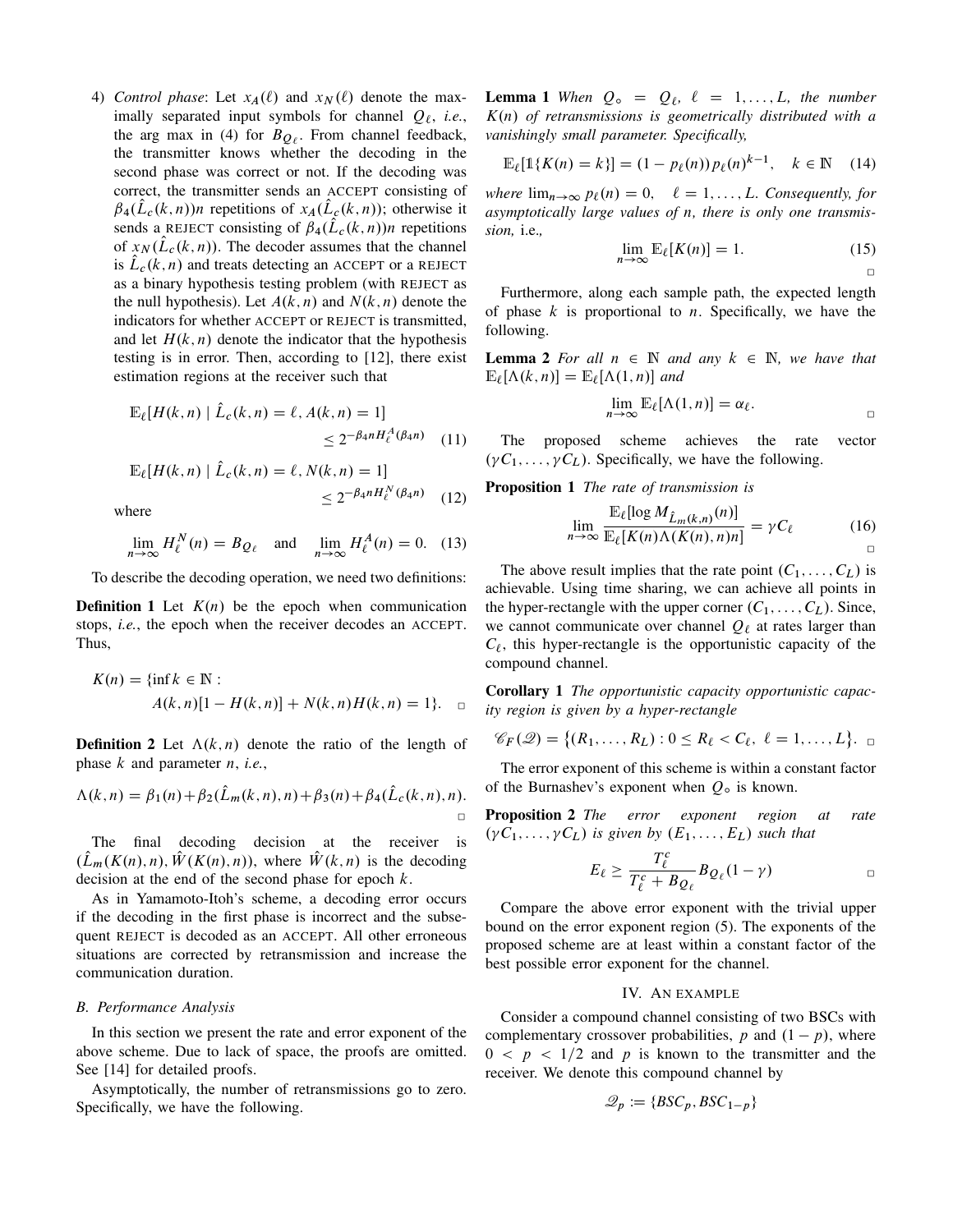4) *Control phase*: Let $x_A(\ell)$ and $x_N(\ell)$ denote the maximally separated input symbols for channel $Q_\ell$, *i.e.*, the arg max in (4) for $B_{Q_\ell}$. From channel feedback, the transmitter knows whether the decoding in the second phase was correct or not. If the decoding was correct, the transmitter sends an ACCEPT consisting of $\beta_4(\hat{L}_c(k,n))n$ repetitions of $x_A(\hat{L}_c(k,n))$; otherwise it sends a REJECT consisting of $\beta_4(\hat{L}_c(k,n))n$ repetitions of $x_N(\hat{L}_c(k,n))$. The decoder assumes that the channel is $\hat{L}_c(k,n)$ and treats detecting an ACCEPT or a REJECT as a binary hypothesis testing problem (with REJECT as the null hypothesis). Let $A(k,n)$ and $N(k,n)$ denote the indicators for whether ACCEPT or REJECT is transmitted, and let $H(k,n)$ denote the indicator that the hypothesis testing is in error. Then, according to [12], there exist estimation regions at the receiver such that

$$\mathbb{E}_\ell[H(k,n) \mid \hat{L}_c(k,n) = \ell, A(k,n) = 1] \leq 2^{-\beta_4 n H_\ell^A(\beta_4 n)} \quad (11)$$

$$\mathbb{E}_\ell[H(k,n) \mid \hat{L}_c(k,n) = \ell, N(k,n) = 1] \leq 2^{-\beta_4 n H_\ell^N(\beta_4 n)} \quad (12)$$

where

$$\lim_{n\to\infty} H_\ell^N(n) = B_{Q_\ell} \quad \text{and} \quad \lim_{n\to\infty} H_\ell^A(n) = 0. \quad (13)$$

To describe the decoding operation, we need two definitions:

**Definition 1** Let $K(n)$ be the epoch when communication stops, *i.e.*, the epoch when the receiver decodes an ACCEPT. Thus,

$$K(n) = \{\inf k \in \mathbb{N} : A(k,n)[1 - H(k,n)] + N(k,n)H(k,n) = 1\}. \quad \square$$

**Definition 2** Let $\Lambda(k,n)$ denote the ratio of the length of phase $k$ and parameter $n$, *i.e.*,

$$\Lambda(k,n) = \beta_1(n) + \beta_2(\hat{L}_m(k,n),n) + \beta_3(n) + \beta_4(\hat{L}_c(k,n),n). \quad \square$$

The final decoding decision at the receiver is $(\hat{L}_m(K(n),n), \hat{W}(K(n),n))$, where $\hat{W}(k,n)$ is the decoding decision at the end of the second phase for epoch $k$.

As in Yamamoto-Itoh's scheme, a decoding error occurs if the decoding in the first phase is incorrect and the subsequent REJECT is decoded as an ACCEPT. All other erroneous situations are corrected by retransmission and increase the communication duration.

### *B. Performance Analysis*

In this section we present the rate and error exponent of the above scheme. Due to lack of space, the proofs are omitted. See [14] for detailed proofs.

Asymptotically, the number of retransmissions go to zero. Specifically, we have the following.

**Lemma 1** *When $Q_\circ = Q_\ell$, $\ell = 1, \dots, L$, the number $K(n)$ of retransmissions is geometrically distributed with a vanishingly small parameter. Specifically,*

$$\mathbb{E}_\ell[\mathbb{1}\{K(n) = k\}] = (1 - p_\ell(n))p_\ell(n)^{k-1}, \quad k \in \mathbb{N} \quad (14)$$

*where $\lim_{n\to\infty} p_\ell(n) = 0$, $\ell = 1, \dots, L$. Consequently, for asymptotically large values of $n$, there is only one transmission,* i.e.,

$$\lim_{n\to\infty} \mathbb{E}_\ell[K(n)] = 1. \quad (15)$$

$\square$

Furthermore, along each sample path, the expected length of phase $k$ is proportional to $n$. Specifically, we have the following.

**Lemma 2** *For all $n \in \mathbb{N}$ and any $k \in \mathbb{N}$, we have that $\mathbb{E}_\ell[\Lambda(k,n)] = \mathbb{E}_\ell[\Lambda(1,n)]$ and*

$$\lim_{n\to\infty} \mathbb{E}_\ell[\Lambda(1,n)] = \alpha_\ell. \quad \square$$

The proposed scheme achieves the rate vector $(\gamma C_1, \dots, \gamma C_L)$. Specifically, we have the following.

**Proposition 1** *The rate of transmission is*

$$\lim_{n\to\infty} \frac{\mathbb{E}_\ell[\log M_{\hat{L}_m(k,n)}(n)]}{\mathbb{E}_\ell[K(n)\Lambda(K(n),n)n]} = \gamma C_\ell \quad (16)$$

$\square$

The above result implies that the rate point $(C_1, \dots, C_L)$ is achievable. Using time sharing, we can achieve all points in the hyper-rectangle with the upper corner $(C_1, \dots, C_L)$. Since, we cannot communicate over channel $Q_\ell$ at rates larger than $C_\ell$, this hyper-rectangle is the opportunistic capacity of the compound channel.

**Corollary 1** *The opportunistic capacity opportunistic capacity region is given by a hyper-rectangle*

$$\mathscr{C}_F(\mathscr{Q}) = \{(R_1, \dots, R_L) : 0 \leq R_\ell < C_\ell,\ \ell = 1, \dots, L\}. \quad \square$$

The error exponent of this scheme is within a constant factor of the Burnashev's exponent when $Q_\circ$ is known.

**Proposition 2** *The error exponent region at rate $(\gamma C_1, \dots, \gamma C_L)$ is given by $(E_1, \dots, E_L)$ such that*

$$E_\ell \geq \frac{T_\ell^c}{T_\ell^c + B_{Q_\ell}} B_{Q_\ell}(1 - \gamma) \quad \square$$

Compare the above error exponent with the trivial upper bound on the error exponent region (5). The exponents of the proposed scheme are at least within a constant factor of the best possible error exponent for the channel.

## IV. An Example

Consider a compound channel consisting of two BSCs with complementary crossover probabilities, $p$ and $(1-p)$, where $0 < p < 1/2$ and $p$ is known to the transmitter and the receiver. We denote this compound channel by

$$\mathscr{Q}_p := \{BSC_p, BSC_{1-p}\}$$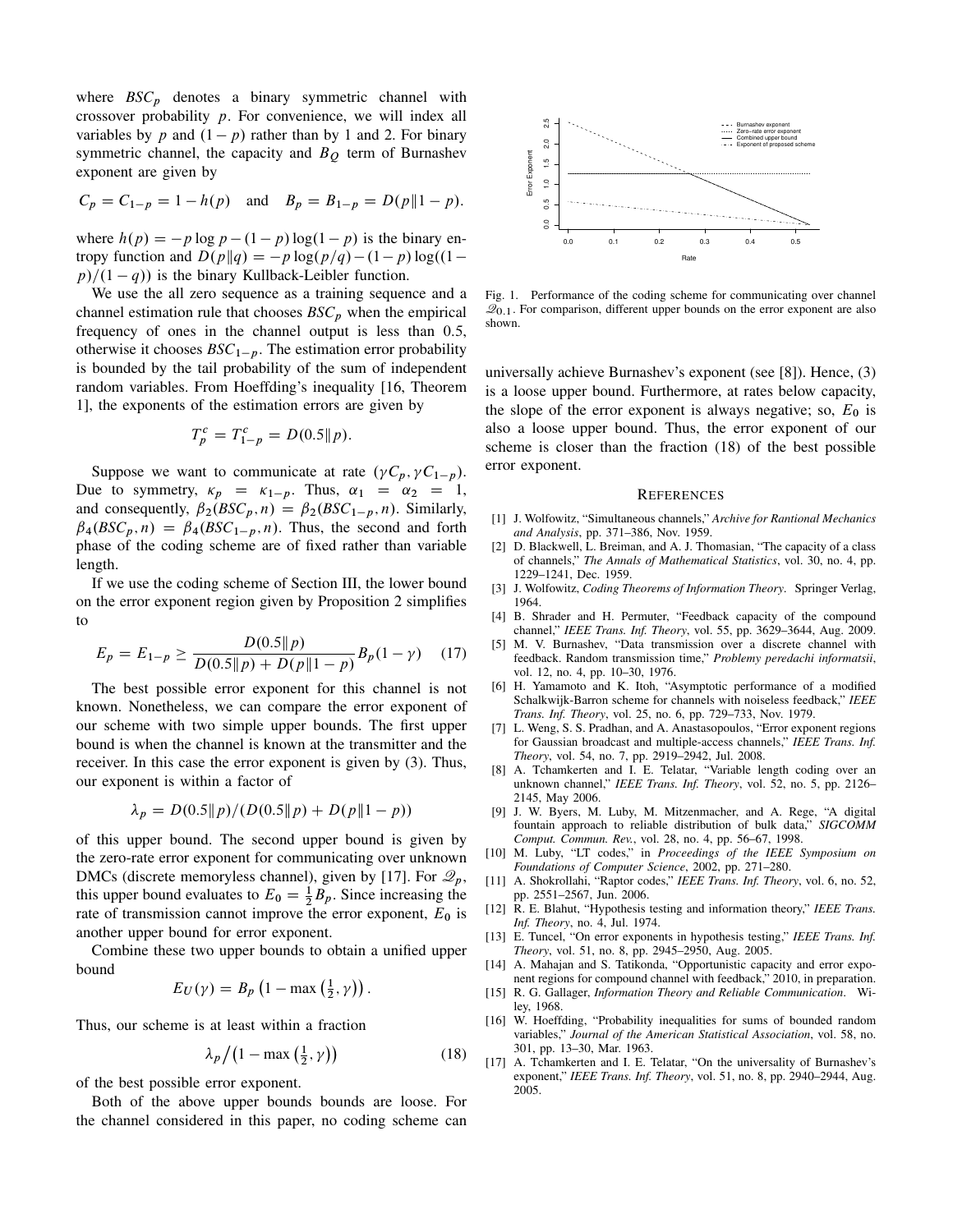where $BSC_p$ denotes a binary symmetric channel with crossover probability $p$. For convenience, we will index all variables by $p$ and $(1-p)$ rather than by 1 and 2. For binary symmetric channel, the capacity and $B_Q$ term of Burnashev exponent are given by

$$C_p = C_{1-p} = 1 - h(p) \quad \text{and} \quad B_p = B_{1-p} = D(p\|1-p).$$

where $h(p) = -p\log p - (1-p)\log(1-p)$ is the binary entropy function and $D(p\|q) = -p\log(p/q) - (1-p)\log((1-p)/(1-q))$ is the binary Kullback-Leibler function.

We use the all zero sequence as a training sequence and a channel estimation rule that chooses $BSC_p$ when the empirical frequency of ones in the channel output is less than 0.5, otherwise it chooses $BSC_{1-p}$. The estimation error probability is bounded by the tail probability of the sum of independent random variables. From Hoeffding's inequality [16, Theorem 1], the exponents of the estimation errors are given by

$$T_p^c = T_{1-p}^c = D(0.5\|p).$$

Suppose we want to communicate at rate $(\gamma C_p, \gamma C_{1-p})$. Due to symmetry, $\kappa_p = \kappa_{1-p}$. Thus, $\alpha_1 = \alpha_2 = 1$, and consequently, $\beta_2(BSC_p, n) = \beta_2(BSC_{1-p}, n)$. Similarly, $\beta_4(BSC_p, n) = \beta_4(BSC_{1-p}, n)$. Thus, the second and forth phase of the coding scheme are of fixed rather than variable length.

If we use the coding scheme of Section III, the lower bound on the error exponent region given by Proposition 2 simplifies to

$$E_p = E_{1-p} \geq \frac{D(0.5\|p)}{D(0.5\|p) + D(p\|1-p)} B_p(1-\gamma) \quad (17)$$

The best possible error exponent for this channel is not known. Nonetheless, we can compare the error exponent of our scheme with two simple upper bounds. The first upper bound is when the channel is known at the transmitter and the receiver. In this case the error exponent is given by (3). Thus, our exponent is within a factor of

$$\lambda_p = D(0.5\|p)/(D(0.5\|p) + D(p\|1-p))$$

of this upper bound. The second upper bound is given by the zero-rate error exponent for communicating over unknown DMCs (discrete memoryless channel), given by [17]. For $\mathscr{Q}_p$, this upper bound evaluates to $E_0 = \frac{1}{2}B_p$. Since increasing the rate of transmission cannot improve the error exponent, $E_0$ is another upper bound for error exponent.

Combine these two upper bounds to obtain a unified upper bound

$$E_U(\gamma) = B_p\left(1 - \max\left(\tfrac{1}{2}, \gamma\right)\right).$$

Thus, our scheme is at least within a fraction

$$\lambda_p \big/ \left(1 - \max\left(\tfrac{1}{2}, \gamma\right)\right) \quad (18)$$

of the best possible error exponent.

Both of the above upper bounds bounds are loose. For the channel considered in this paper, no coding scheme can universally achieve Burnashev's exponent (see [8]). Hence, (3) is a loose upper bound. Furthermore, at rates below capacity, the slope of the error exponent is always negative; so, $E_0$ is also a loose upper bound. Thus, the error exponent of our scheme is closer than the fraction (18) of the best possible error exponent.

Burnashev exponent
Zero–rate error exponent
Combined upper bound
Exponent of proposed scheme
Error Exponent
0.0 0.5 1.0 1.5 2.0 2.5
0.0 0.1 0.2 0.3 0.4 0.5
Rate

Fig. 1. Performance of the coding scheme for communicating over channel $\mathscr{Q}_{0.1}$. For comparison, different upper bounds on the error exponent are also shown.

## References

[1] J. Wolfowitz, "Simultaneous channels," *Archive for Rantional Mechanics and Analysis*, pp. 371–386, Nov. 1959.

[2] D. Blackwell, L. Breiman, and A. J. Thomasian, "The capacity of a class of channels," *The Annals of Mathematical Statistics*, vol. 30, no. 4, pp. 1229–1241, Dec. 1959.

[3] J. Wolfowitz, *Coding Theorems of Information Theory*. Springer Verlag, 1964.

[4] B. Shrader and H. Permuter, "Feedback capacity of the compound channel," *IEEE Trans. Inf. Theory*, vol. 55, pp. 3629–3644, Aug. 2009.

[5] M. V. Burnashev, "Data transmission over a discrete channel with feedback. Random transmission time," *Problemy peredachi informatsii*, vol. 12, no. 4, pp. 10–30, 1976.

[6] H. Yamamoto and K. Itoh, "Asymptotic performance of a modified Schalkwijk-Barron scheme for channels with noiseless feedback," *IEEE Trans. Inf. Theory*, vol. 25, no. 6, pp. 729–733, Nov. 1979.

[7] L. Weng, S. S. Pradhan, and A. Anastasopoulos, "Error exponent regions for Gaussian broadcast and multiple-access channels," *IEEE Trans. Inf. Theory*, vol. 54, no. 7, pp. 2919–2942, Jul. 2008.

[8] A. Tchamkerten and I. E. Telatar, "Variable length coding over an unknown channel," *IEEE Trans. Inf. Theory*, vol. 52, no. 5, pp. 2126–2145, May 2006.

[9] J. W. Byers, M. Luby, M. Mitzenmacher, and A. Rege, "A digital fountain approach to reliable distribution of bulk data," *SIGCOMM Comput. Commun. Rev.*, vol. 28, no. 4, pp. 56–67, 1998.

[10] M. Luby, "LT codes," in *Proceedings of the IEEE Symposium on Foundations of Computer Science*, 2002, pp. 271–280.

[11] A. Shokrollahi, "Raptor codes," *IEEE Trans. Inf. Theory*, vol. 6, no. 52, pp. 2551–2567, Jun. 2006.

[12] R. E. Blahut, "Hypothesis testing and information theory," *IEEE Trans. Inf. Theory*, no. 4, Jul. 1974.

[13] E. Tuncel, "On error exponents in hypothesis testing," *IEEE Trans. Inf. Theory*, vol. 51, no. 8, pp. 2945–2950, Aug. 2005.

[14] A. Mahajan and S. Tatikonda, "Opportunistic capacity and error exponent regions for compound channel with feedback," 2010, in preparation.

[15] R. G. Gallager, *Information Theory and Reliable Communication*. Wiley, 1968.

[16] W. Hoeffding, "Probability inequalities for sums of bounded random variables," *Journal of the American Statistical Association*, vol. 58, no. 301, pp. 13–30, Mar. 1963.

[17] A. Tchamkerten and I. E. Telatar, "On the universality of Burnashev's exponent," *IEEE Trans. Inf. Theory*, vol. 51, no. 8, pp. 2940–2944, Aug. 2005.